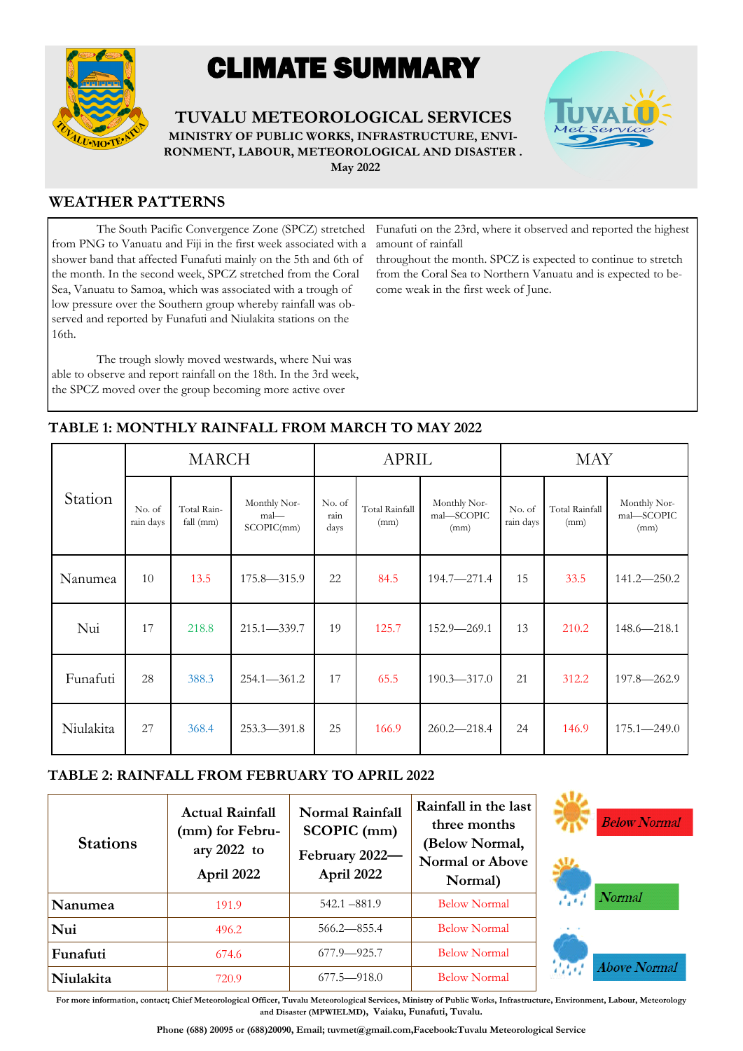# CLIMATE SUMMARY

**TUVALU METEOROLOGICAL SERVICES**

**MINISTRY OF PUBLIC WORKS, INFRASTRUCTURE, ENVIRONMENT, LABOUR, METEOROLOGICAL AND DISASTER .**

**May 2022**

## WEATHER PATTERNS

The South Pacific Convergence Zone (SPCZ) stretched from PNG to Vanuatu and Fiji in the first week associated with a shower band that affected Funafuti mainly on the 5th and 6th of the month. In the second week, SPCZ stretched from the Coral Sea, Vanuatu to Samoa, which was associated with a trough of low pressure over the Southern group whereby rainfall was observed and reported by Funafuti and Niulakita stations on the 16th.

The trough slowly moved westwards, where Nui was able to observe and report rainfall on the 18th. In the 3rd week, the SPCZ moved over the group becoming more active over Funafuti on the 23rd, where it observed and reported the highest amount of rainfall throughout the month. SPCZ is expected to continue to stretch from the Coral Sea to Northern Vanuatu and is expected to become weak in the first week of June.

## TABLE 1: MONTHLY RAINFALL FROM MARCH TO MAY 2022

| Station | MARCH | | | APRIL | | | MAY | | |
|---|---|---|---|---|---|---|---|---|---|
| | No. of rain days | Total Rainfall (mm) | Monthly Normal—SCOPIC(mm) | No. of rain days | Total Rainfall (mm) | Monthly Normal—SCOPIC (mm) | No. of rain days | Total Rainfall (mm) | Monthly Normal—SCOPIC (mm) |
| Nanumea | 10 | 13.5 | 175.8—315.9 | 22 | 84.5 | 194.7—271.4 | 15 | 33.5 | 141.2—250.2 |
| Nui | 17 | 218.8 | 215.1—339.7 | 19 | 125.7 | 152.9—269.1 | 13 | 210.2 | 148.6—218.1 |
| Funafuti | 28 | 388.3 | 254.1—361.2 | 17 | 65.5 | 190.3—317.0 | 21 | 312.2 | 197.8—262.9 |
| Niulakita | 27 | 368.4 | 253.3—391.8 | 25 | 166.9 | 260.2—218.4 | 24 | 146.9 | 175.1—249.0 |

## TABLE 2: RAINFALL FROM FEBRUARY TO APRIL 2022

| Stations | Actual Rainfall (mm) for February 2022 to April 2022 | Normal Rainfall SCOPIC (mm) February 2022—April 2022 | Rainfall in the last three months (Below Normal, Normal or Above Normal) |
|---|---|---|---|
| **Nanumea** | 191.9 | 542.1 –881.9 | Below Normal |
| **Nui** | 496.2 | 566.2—855.4 | Below Normal |
| **Funafuti** | 674.6 | 677.9—925.7 | Below Normal |
| **Niulakita** | 720.9 | 677.5—918.0 | Below Normal |

*Below Normal*

*Normal*

*Above Normal*

For more information, contact; Chief Meteorological Officer, Tuvalu Meteorological Services, Ministry of Public Works, Infrastructure, Environment, Labour, Meteorology and Disaster (MPWIELMD), Vaiaku, Funafuti, Tuvalu.

Phone (688) 20095 or (688)20090, Email; tuvmet@gmail.com,Facebook:Tuvalu Meteorological Service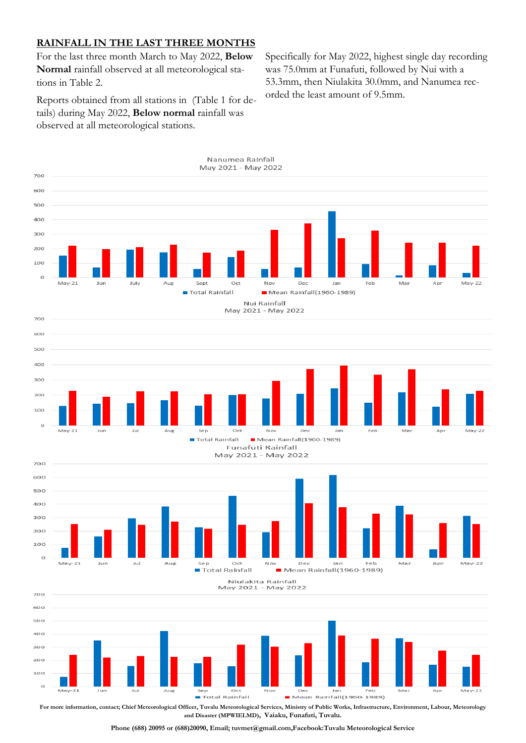## RAINFALL IN THE LAST THREE MONTHS

For the last three month March to May 2022, **Below Normal** rainfall observed at all meteorological stations in Table 2.

Reports obtained from all stations in (Table 1 for details) during May 2022, **Below normal** rainfall was observed at all meteorological stations.

Specifically for May 2022, highest single day recording was 75.0mm at Funafuti, followed by Nui with a 53.3mm, then Niulakita 30.0mm, and Nanumea recorded the least amount of 9.5mm.

Nanumea Rainfall
May 2021 - May 2022

0 100 200 300 400 500 600 700

May-21 Jun July Aug Sept Oct Nov Dec Jan Feb Mar Apr May-22

Total Rainfall
Mean Rainfall(1960-1989)

Nui Rainfall
May 2021 - May 2022

0 100 200 300 400 500 600 700

May-21 Jun Jul Aug Sep Oct Nov Dec Jan Feb Mar Apr May-22

Total Rainfall
Mean Rainfall(1960-1989)

Funafuti Rainfall
May 2021 - May 2022

0 100 200 300 400 500 600 700

May-21 Jun Jul Aug Sep Oct Nov Dec Jan Feb Mar Apr May-22

Total Rainfall
Mean Rainfall(1960-1989)

Niulakita Rainfall
May 2021 - May 2022

0 100 200 300 400 500 600 700

May-21 Jun Jul Aug Sep Oct Nov Dec Jan Feb Mar Apr May-22

Total Rainfall
Mean Rainfall(1960-1989)

**For more information, contact; Chief Meteorological Officer, Tuvalu Meteorological Services, Ministry of Public Works, Infrastructure, Environment, Labour, Meteorology and Disaster (MPWIELMD), Vaiaku, Funafuti, Tuvalu.**

**Phone (688) 20095 or (688)20090, Email; tuvmet@gmail.com,Facebook:Tuvalu Meteorological Service**